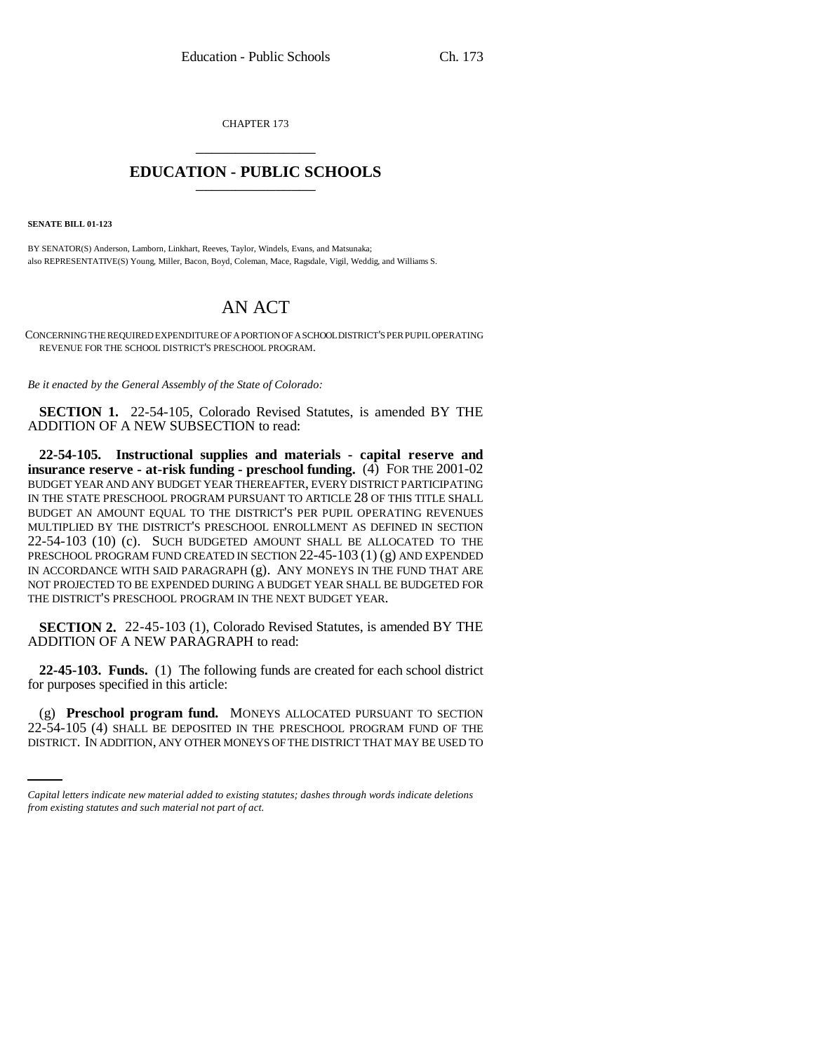CHAPTER 173

# EDUCATION - PUBLIC SCHOOLS

**SENATE BILL 01-123**

BY SENATOR(S) Anderson, Lamborn, Linkhart, Reeves, Taylor, Windels, Evans, and Matsunaka;
also REPRESENTATIVE(S) Young, Miller, Bacon, Boyd, Coleman, Mace, Ragsdale, Vigil, Weddig, and Williams S.

# AN ACT

CONCERNING THE REQUIRED EXPENDITURE OF A PORTION OF A SCHOOL DISTRICT'S PER PUPIL OPERATING REVENUE FOR THE SCHOOL DISTRICT'S PRESCHOOL PROGRAM.

*Be it enacted by the General Assembly of the State of Colorado:*

**SECTION 1.** 22-54-105, Colorado Revised Statutes, is amended BY THE ADDITION OF A NEW SUBSECTION to read:

**22-54-105. Instructional supplies and materials - capital reserve and insurance reserve - at-risk funding - preschool funding.** (4) FOR THE 2001-02 BUDGET YEAR AND ANY BUDGET YEAR THEREAFTER, EVERY DISTRICT PARTICIPATING IN THE STATE PRESCHOOL PROGRAM PURSUANT TO ARTICLE 28 OF THIS TITLE SHALL BUDGET AN AMOUNT EQUAL TO THE DISTRICT'S PER PUPIL OPERATING REVENUES MULTIPLIED BY THE DISTRICT'S PRESCHOOL ENROLLMENT AS DEFINED IN SECTION 22-54-103 (10) (c). SUCH BUDGETED AMOUNT SHALL BE ALLOCATED TO THE PRESCHOOL PROGRAM FUND CREATED IN SECTION 22-45-103 (1) (g) AND EXPENDED IN ACCORDANCE WITH SAID PARAGRAPH (g). ANY MONEYS IN THE FUND THAT ARE NOT PROJECTED TO BE EXPENDED DURING A BUDGET YEAR SHALL BE BUDGETED FOR THE DISTRICT'S PRESCHOOL PROGRAM IN THE NEXT BUDGET YEAR.

**SECTION 2.** 22-45-103 (1), Colorado Revised Statutes, is amended BY THE ADDITION OF A NEW PARAGRAPH to read:

**22-45-103. Funds.** (1) The following funds are created for each school district for purposes specified in this article:

(g) **Preschool program fund.** MONEYS ALLOCATED PURSUANT TO SECTION 22-54-105 (4) SHALL BE DEPOSITED IN THE PRESCHOOL PROGRAM FUND OF THE DISTRICT. IN ADDITION, ANY OTHER MONEYS OF THE DISTRICT THAT MAY BE USED TO

*Capital letters indicate new material added to existing statutes; dashes through words indicate deletions from existing statutes and such material not part of act.*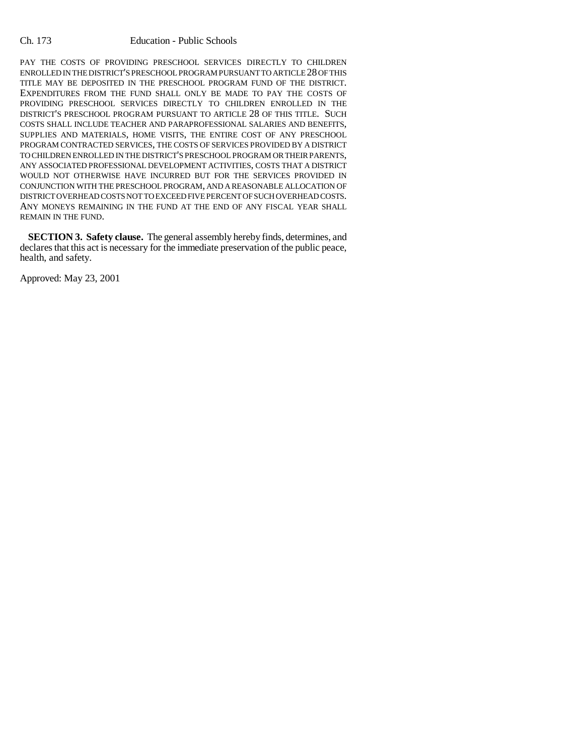PAY THE COSTS OF PROVIDING PRESCHOOL SERVICES DIRECTLY TO CHILDREN ENROLLED IN THE DISTRICT'S PRESCHOOL PROGRAM PURSUANT TO ARTICLE 28 OF THIS TITLE MAY BE DEPOSITED IN THE PRESCHOOL PROGRAM FUND OF THE DISTRICT. EXPENDITURES FROM THE FUND SHALL ONLY BE MADE TO PAY THE COSTS OF PROVIDING PRESCHOOL SERVICES DIRECTLY TO CHILDREN ENROLLED IN THE DISTRICT'S PRESCHOOL PROGRAM PURSUANT TO ARTICLE 28 OF THIS TITLE. SUCH COSTS SHALL INCLUDE TEACHER AND PARAPROFESSIONAL SALARIES AND BENEFITS, SUPPLIES AND MATERIALS, HOME VISITS, THE ENTIRE COST OF ANY PRESCHOOL PROGRAM CONTRACTED SERVICES, THE COSTS OF SERVICES PROVIDED BY A DISTRICT TO CHILDREN ENROLLED IN THE DISTRICT'S PRESCHOOL PROGRAM OR THEIR PARENTS, ANY ASSOCIATED PROFESSIONAL DEVELOPMENT ACTIVITIES, COSTS THAT A DISTRICT WOULD NOT OTHERWISE HAVE INCURRED BUT FOR THE SERVICES PROVIDED IN CONJUNCTION WITH THE PRESCHOOL PROGRAM, AND A REASONABLE ALLOCATION OF DISTRICT OVERHEAD COSTS NOT TO EXCEED FIVE PERCENT OF SUCH OVERHEAD COSTS. ANY MONEYS REMAINING IN THE FUND AT THE END OF ANY FISCAL YEAR SHALL REMAIN IN THE FUND.

**SECTION 3. Safety clause.** The general assembly hereby finds, determines, and declares that this act is necessary for the immediate preservation of the public peace, health, and safety.

Approved: May 23, 2001